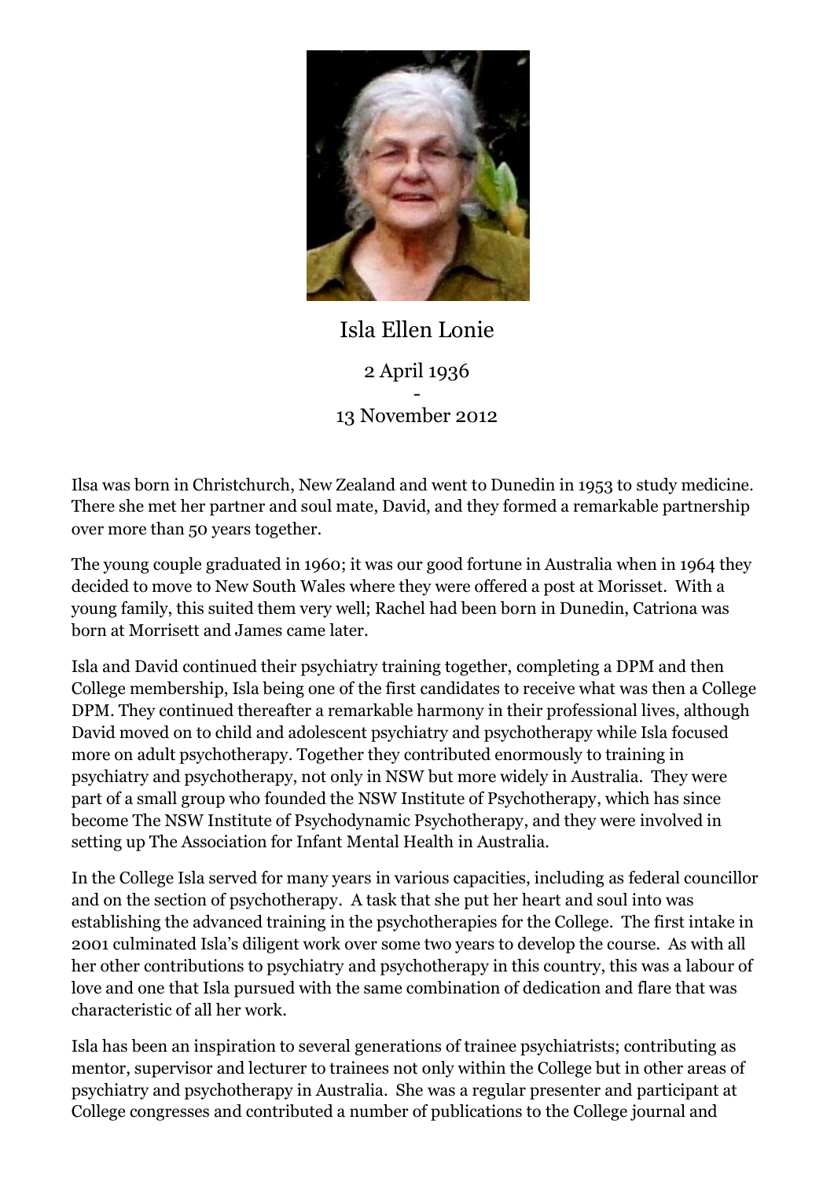Isla Ellen Lonie

2 April 1936
-
13 November 2012

Ilsa was born in Christchurch, New Zealand and went to Dunedin in 1953 to study medicine. There she met her partner and soul mate, David, and they formed a remarkable partnership over more than 50 years together.

The young couple graduated in 1960; it was our good fortune in Australia when in 1964 they decided to move to New South Wales where they were offered a post at Morisset. With a young family, this suited them very well; Rachel had been born in Dunedin, Catriona was born at Morrisett and James came later.

Isla and David continued their psychiatry training together, completing a DPM and then College membership, Isla being one of the first candidates to receive what was then a College DPM. They continued thereafter a remarkable harmony in their professional lives, although David moved on to child and adolescent psychiatry and psychotherapy while Isla focused more on adult psychotherapy. Together they contributed enormously to training in psychiatry and psychotherapy, not only in NSW but more widely in Australia. They were part of a small group who founded the NSW Institute of Psychotherapy, which has since become The NSW Institute of Psychodynamic Psychotherapy, and they were involved in setting up The Association for Infant Mental Health in Australia.

In the College Isla served for many years in various capacities, including as federal councillor and on the section of psychotherapy. A task that she put her heart and soul into was establishing the advanced training in the psychotherapies for the College. The first intake in 2001 culminated Isla's diligent work over some two years to develop the course. As with all her other contributions to psychiatry and psychotherapy in this country, this was a labour of love and one that Isla pursued with the same combination of dedication and flare that was characteristic of all her work.

Isla has been an inspiration to several generations of trainee psychiatrists; contributing as mentor, supervisor and lecturer to trainees not only within the College but in other areas of psychiatry and psychotherapy in Australia. She was a regular presenter and participant at College congresses and contributed a number of publications to the College journal and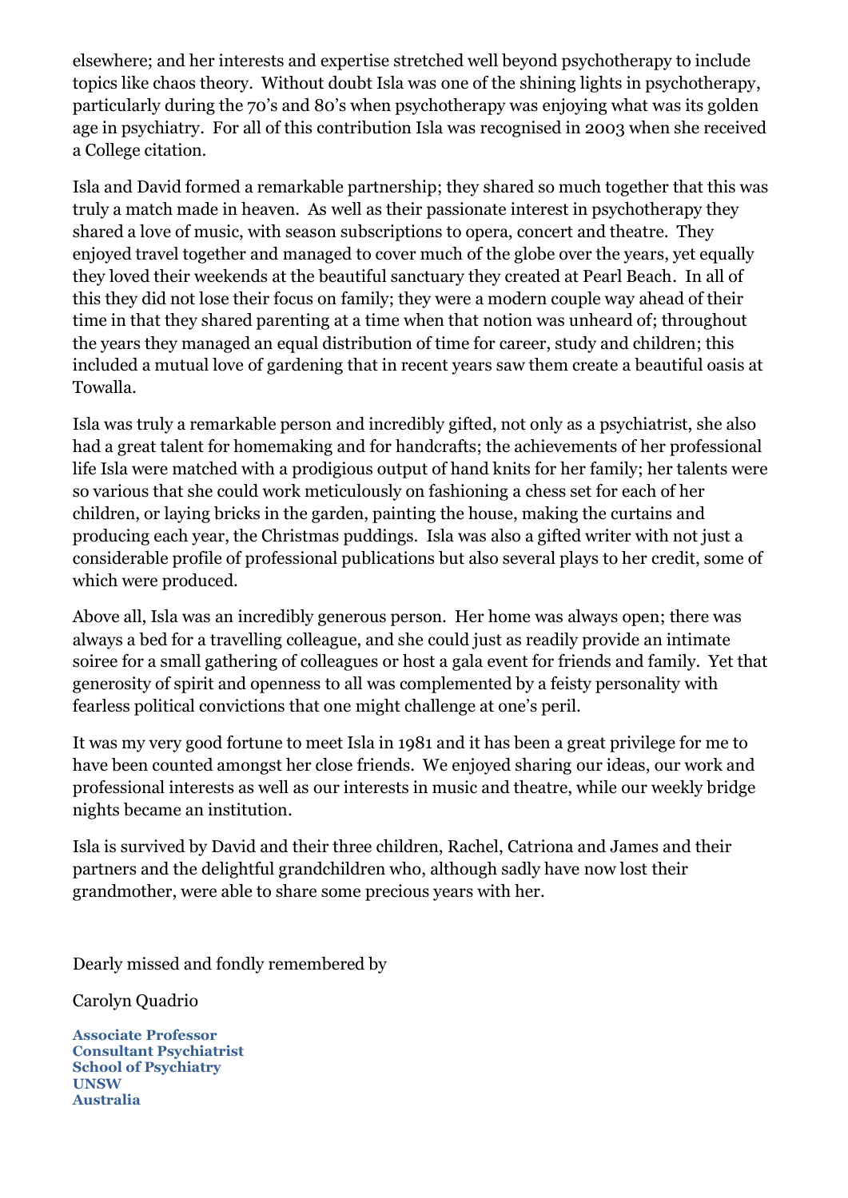elsewhere; and her interests and expertise stretched well beyond psychotherapy to include topics like chaos theory. Without doubt Isla was one of the shining lights in psychotherapy, particularly during the 70's and 80's when psychotherapy was enjoying what was its golden age in psychiatry. For all of this contribution Isla was recognised in 2003 when she received a College citation.

Isla and David formed a remarkable partnership; they shared so much together that this was truly a match made in heaven. As well as their passionate interest in psychotherapy they shared a love of music, with season subscriptions to opera, concert and theatre. They enjoyed travel together and managed to cover much of the globe over the years, yet equally they loved their weekends at the beautiful sanctuary they created at Pearl Beach. In all of this they did not lose their focus on family; they were a modern couple way ahead of their time in that they shared parenting at a time when that notion was unheard of; throughout the years they managed an equal distribution of time for career, study and children; this included a mutual love of gardening that in recent years saw them create a beautiful oasis at Towalla.

Isla was truly a remarkable person and incredibly gifted, not only as a psychiatrist, she also had a great talent for homemaking and for handcrafts; the achievements of her professional life Isla were matched with a prodigious output of hand knits for her family; her talents were so various that she could work meticulously on fashioning a chess set for each of her children, or laying bricks in the garden, painting the house, making the curtains and producing each year, the Christmas puddings. Isla was also a gifted writer with not just a considerable profile of professional publications but also several plays to her credit, some of which were produced.

Above all, Isla was an incredibly generous person. Her home was always open; there was always a bed for a travelling colleague, and she could just as readily provide an intimate soiree for a small gathering of colleagues or host a gala event for friends and family. Yet that generosity of spirit and openness to all was complemented by a feisty personality with fearless political convictions that one might challenge at one's peril.

It was my very good fortune to meet Isla in 1981 and it has been a great privilege for me to have been counted amongst her close friends. We enjoyed sharing our ideas, our work and professional interests as well as our interests in music and theatre, while our weekly bridge nights became an institution.

Isla is survived by David and their three children, Rachel, Catriona and James and their partners and the delightful grandchildren who, although sadly have now lost their grandmother, were able to share some precious years with her.

Dearly missed and fondly remembered by

Carolyn Quadrio

**Associate Professor**
**Consultant Psychiatrist**
**School of Psychiatry**
**UNSW**
**Australia**